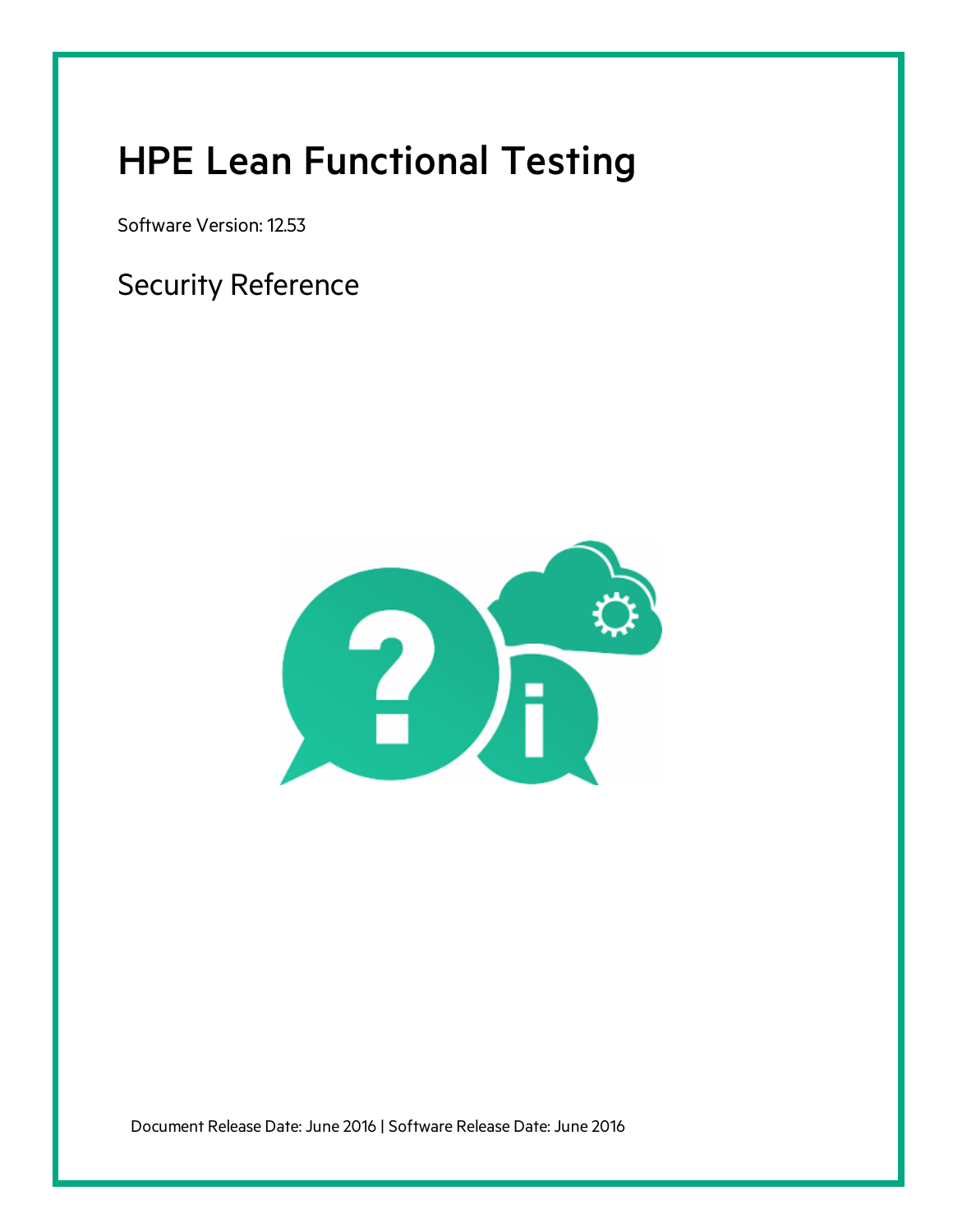# HPE Lean Functional Testing

Software Version: 12.53

## Security Reference

Document Release Date: June 2016 | Software Release Date: June 2016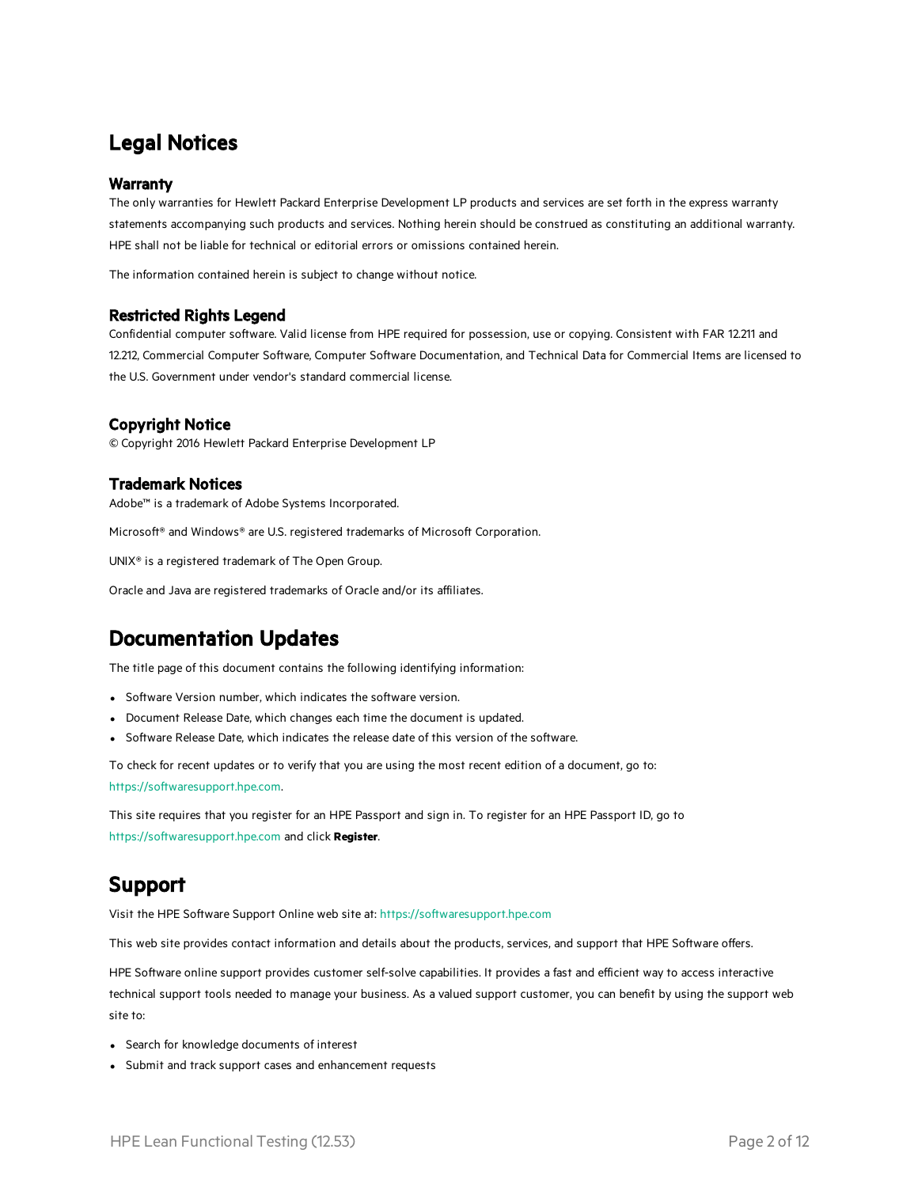# Legal Notices

### Warranty

The only warranties for Hewlett Packard Enterprise Development LP products and services are set forth in the express warranty statements accompanying such products and services. Nothing herein should be construed as constituting an additional warranty. HPE shall not be liable for technical or editorial errors or omissions contained herein.

The information contained herein is subject to change without notice.

### Restricted Rights Legend

Confidential computer software. Valid license from HPE required for possession, use or copying. Consistent with FAR 12.211 and 12.212, Commercial Computer Software, Computer Software Documentation, and Technical Data for Commercial Items are licensed to the U.S. Government under vendor's standard commercial license.

### Copyright Notice

© Copyright 2016 Hewlett Packard Enterprise Development LP

### Trademark Notices

Adobe™ is a trademark of Adobe Systems Incorporated.

Microsoft® and Windows® are U.S. registered trademarks of Microsoft Corporation.

UNIX® is a registered trademark of The Open Group.

Oracle and Java are registered trademarks of Oracle and/or its affiliates.

# Documentation Updates

The title page of this document contains the following identifying information:

- Software Version number, which indicates the software version.
- Document Release Date, which changes each time the document is updated.
- Software Release Date, which indicates the release date of this version of the software.

To check for recent updates or to verify that you are using the most recent edition of a document, go to: https://softwaresupport.hpe.com.

This site requires that you register for an HPE Passport and sign in. To register for an HPE Passport ID, go to https://softwaresupport.hpe.com and click **Register**.

# Support

Visit the HPE Software Support Online web site at: https://softwaresupport.hpe.com

This web site provides contact information and details about the products, services, and support that HPE Software offers.

HPE Software online support provides customer self-solve capabilities. It provides a fast and efficient way to access interactive technical support tools needed to manage your business. As a valued support customer, you can benefit by using the support web site to:

- Search for knowledge documents of interest
- Submit and track support cases and enhancement requests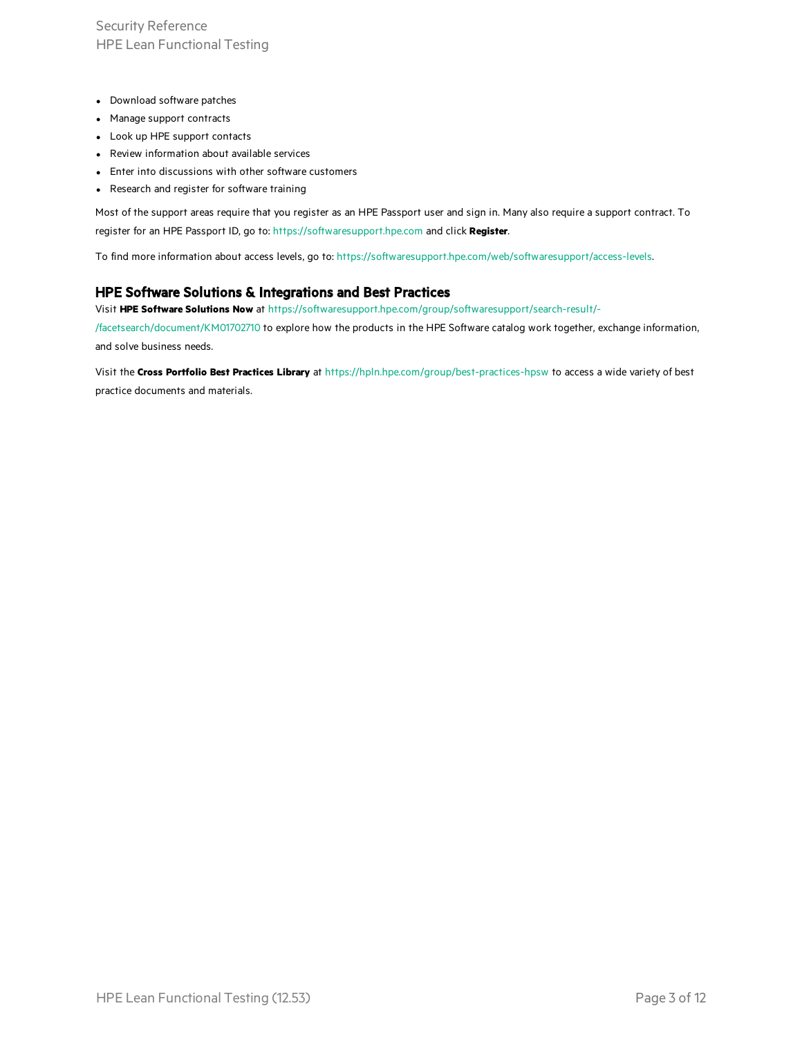- Download software patches
- Manage support contracts
- Look up HPE support contacts
- Review information about available services
- Enter into discussions with other software customers
- Research and register for software training

Most of the support areas require that you register as an HPE Passport user and sign in. Many also require a support contract. To register for an HPE Passport ID, go to: https://softwaresupport.hpe.com and click **Register**.

To find more information about access levels, go to: https://softwaresupport.hpe.com/web/softwaresupport/access-levels.

## HPE Software Solutions & Integrations and Best Practices

Visit **HPE Software Solutions Now** at https://softwaresupport.hpe.com/group/softwaresupport/search-result/-/facetsearch/document/KM01702710 to explore how the products in the HPE Software catalog work together, exchange information, and solve business needs.

Visit the **Cross Portfolio Best Practices Library** at https://hpln.hpe.com/group/best-practices-hpsw to access a wide variety of best practice documents and materials.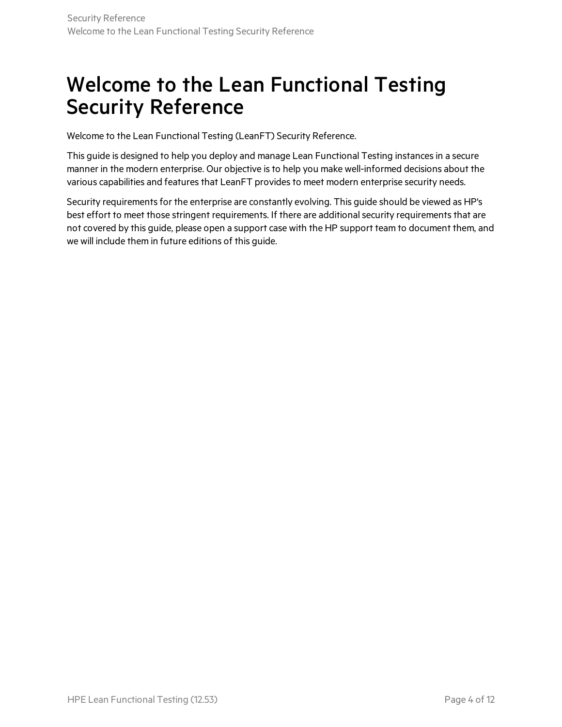# Welcome to the Lean Functional Testing Security Reference

Welcome to the Lean Functional Testing (LeanFT) Security Reference.

This guide is designed to help you deploy and manage Lean Functional Testing instances in a secure manner in the modern enterprise. Our objective is to help you make well-informed decisions about the various capabilities and features that LeanFT provides to meet modern enterprise security needs.

Security requirements for the enterprise are constantly evolving. This guide should be viewed as HP's best effort to meet those stringent requirements. If there are additional security requirements that are not covered by this guide, please open a support case with the HP support team to document them, and we will include them in future editions of this guide.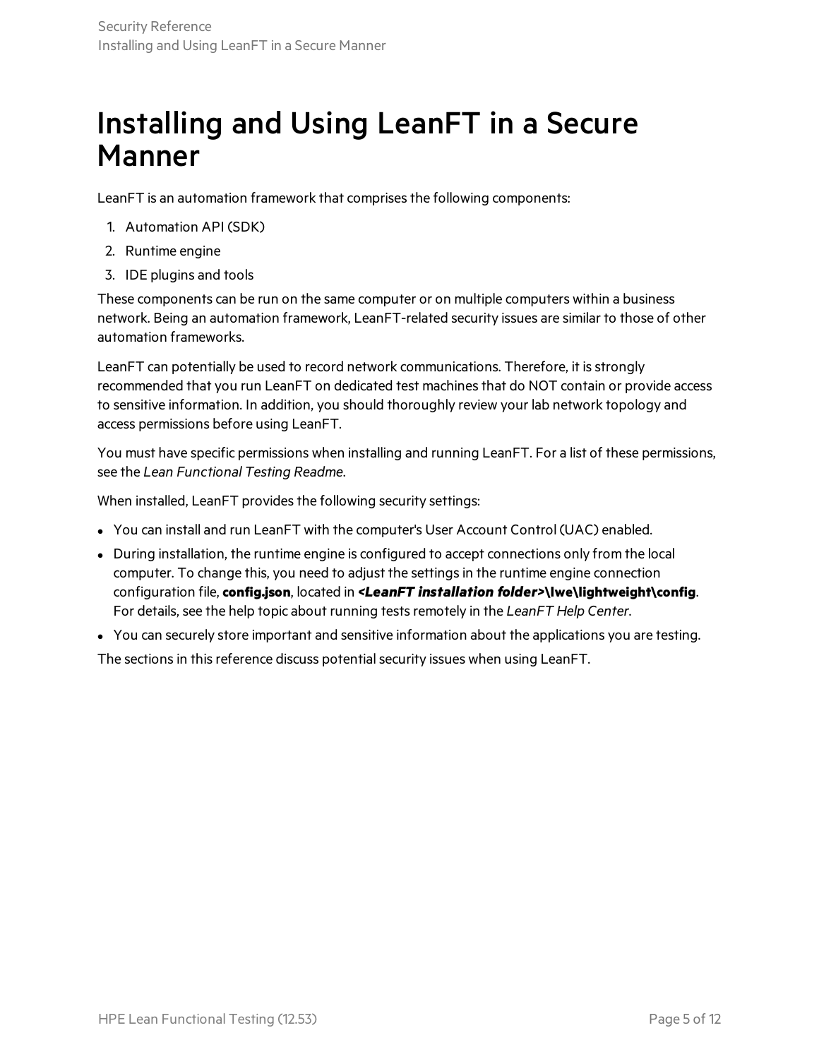# Installing and Using LeanFT in a Secure Manner

LeanFT is an automation framework that comprises the following components:

1. Automation API (SDK)
2. Runtime engine
3. IDE plugins and tools

These components can be run on the same computer or on multiple computers within a business network. Being an automation framework, LeanFT-related security issues are similar to those of other automation frameworks.

LeanFT can potentially be used to record network communications. Therefore, it is strongly recommended that you run LeanFT on dedicated test machines that do NOT contain or provide access to sensitive information. In addition, you should thoroughly review your lab network topology and access permissions before using LeanFT.

You must have specific permissions when installing and running LeanFT. For a list of these permissions, see the *Lean Functional Testing Readme*.

When installed, LeanFT provides the following security settings:

- You can install and run LeanFT with the computer's User Account Control (UAC) enabled.
- During installation, the runtime engine is configured to accept connections only from the local computer. To change this, you need to adjust the settings in the runtime engine connection configuration file, **config.json**, located in ***<LeanFT installation folder>*\lwe\lightweight\config**. For details, see the help topic about running tests remotely in the *LeanFT Help Center*.
- You can securely store important and sensitive information about the applications you are testing.

The sections in this reference discuss potential security issues when using LeanFT.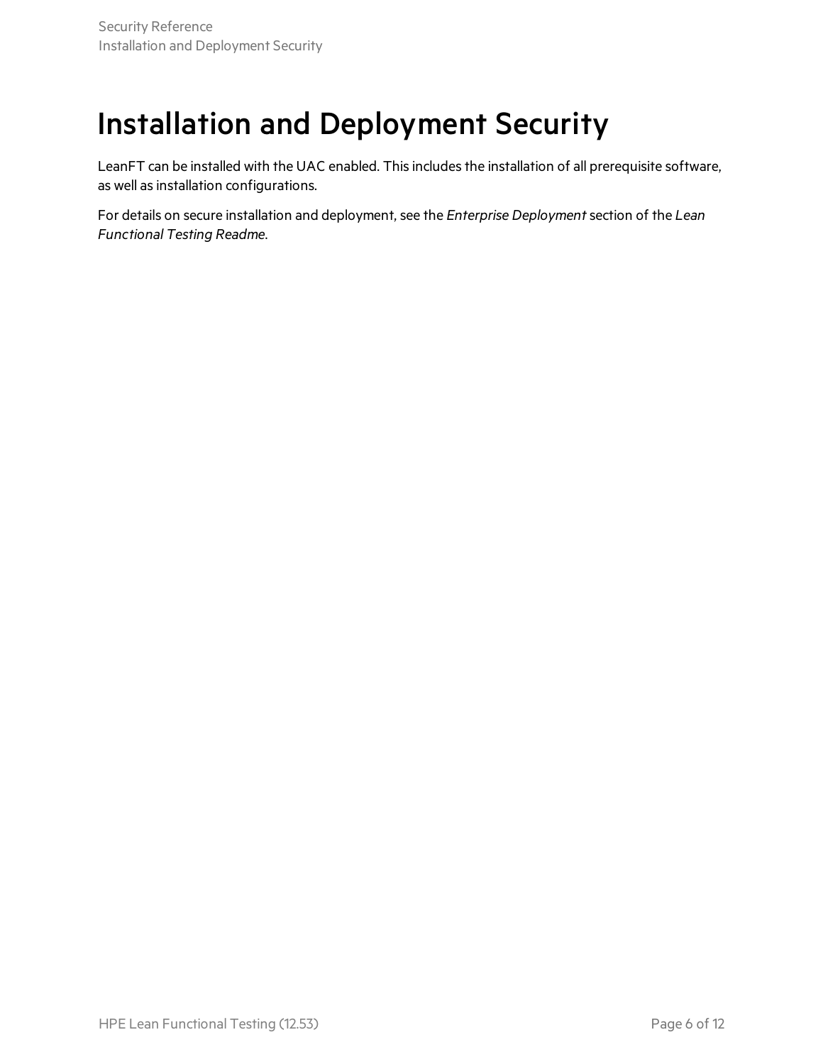# Installation and Deployment Security

LeanFT can be installed with the UAC enabled. This includes the installation of all prerequisite software, as well as installation configurations.

For details on secure installation and deployment, see the *Enterprise Deployment* section of the *Lean Functional Testing Readme*.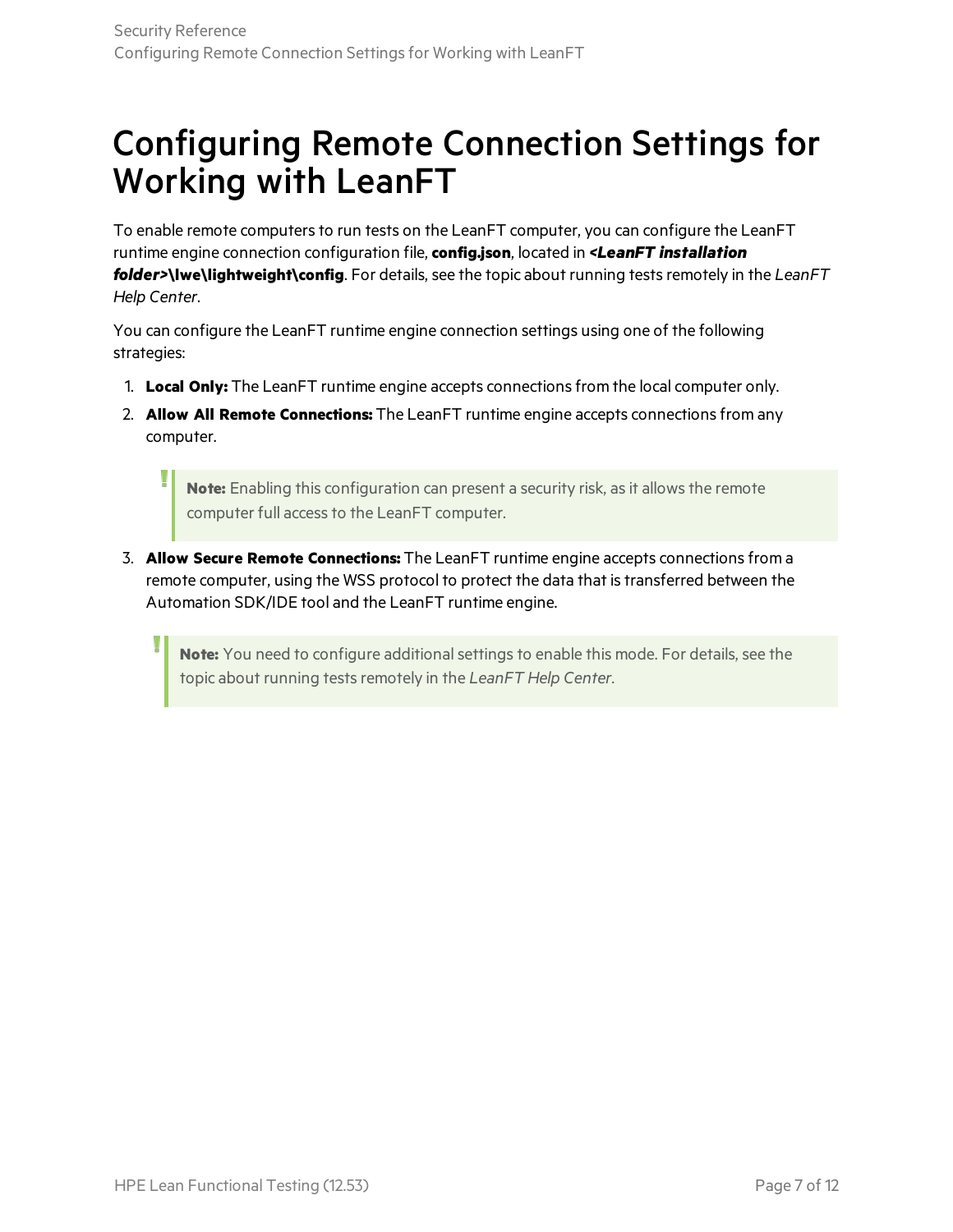# Configuring Remote Connection Settings for Working with LeanFT

To enable remote computers to run tests on the LeanFT computer, you can configure the LeanFT runtime engine connection configuration file, **config.json**, located in ***<LeanFT installation folder>*\lwe\lightweight\config**. For details, see the topic about running tests remotely in the *LeanFT Help Center*.

You can configure the LeanFT runtime engine connection settings using one of the following strategies:

1. **Local Only:** The LeanFT runtime engine accepts connections from the local computer only.
2. **Allow All Remote Connections:** The LeanFT runtime engine accepts connections from any computer.

   > **Note:** Enabling this configuration can present a security risk, as it allows the remote computer full access to the LeanFT computer.

3. **Allow Secure Remote Connections:** The LeanFT runtime engine accepts connections from a remote computer, using the WSS protocol to protect the data that is transferred between the Automation SDK/IDE tool and the LeanFT runtime engine.

> **Note:** You need to configure additional settings to enable this mode. For details, see the topic about running tests remotely in the *LeanFT Help Center*.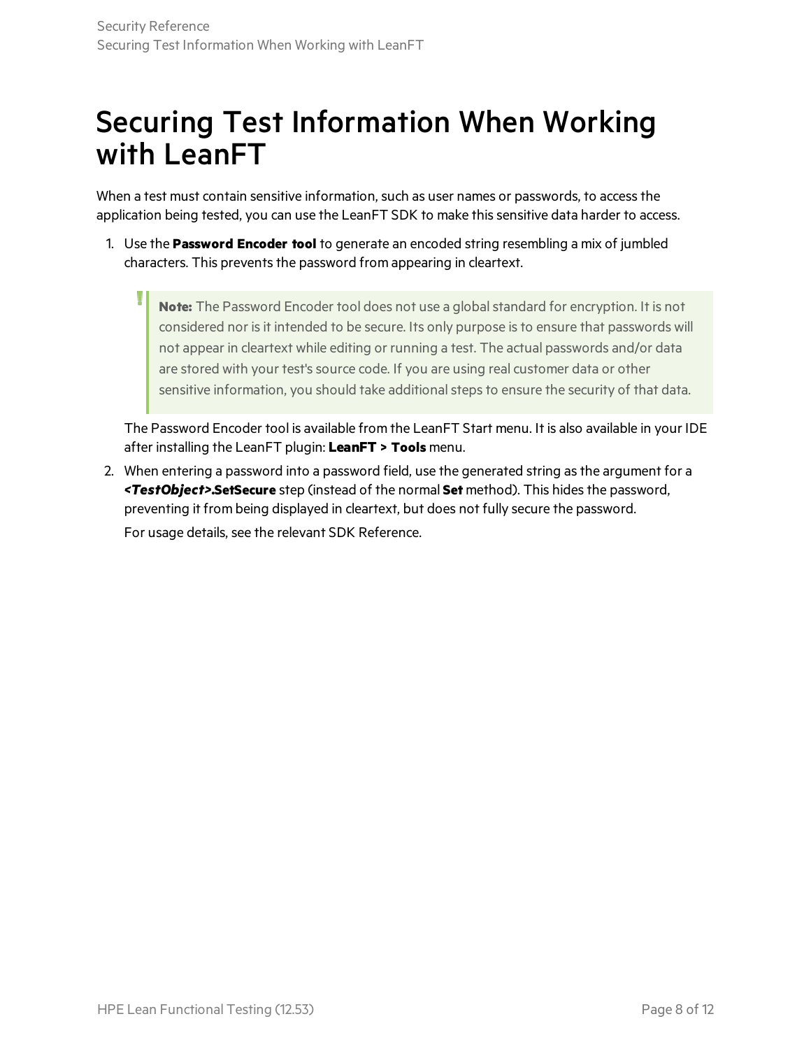# Securing Test Information When Working with LeanFT

When a test must contain sensitive information, such as user names or passwords, to access the application being tested, you can use the LeanFT SDK to make this sensitive data harder to access.

1. Use the **Password Encoder tool** to generate an encoded string resembling a mix of jumbled characters. This prevents the password from appearing in cleartext.

   > **Note:** The Password Encoder tool does not use a global standard for encryption. It is not considered nor is it intended to be secure. Its only purpose is to ensure that passwords will not appear in cleartext while editing or running a test. The actual passwords and/or data are stored with your test's source code. If you are using real customer data or other sensitive information, you should take additional steps to ensure the security of that data.

   The Password Encoder tool is available from the LeanFT Start menu. It is also available in your IDE after installing the LeanFT plugin: **LeanFT > Tools** menu.

2. When entering a password into a password field, use the generated string as the argument for a ***<TestObject>*.SetSecure** step (instead of the normal **Set** method). This hides the password, preventing it from being displayed in cleartext, but does not fully secure the password.

   For usage details, see the relevant SDK Reference.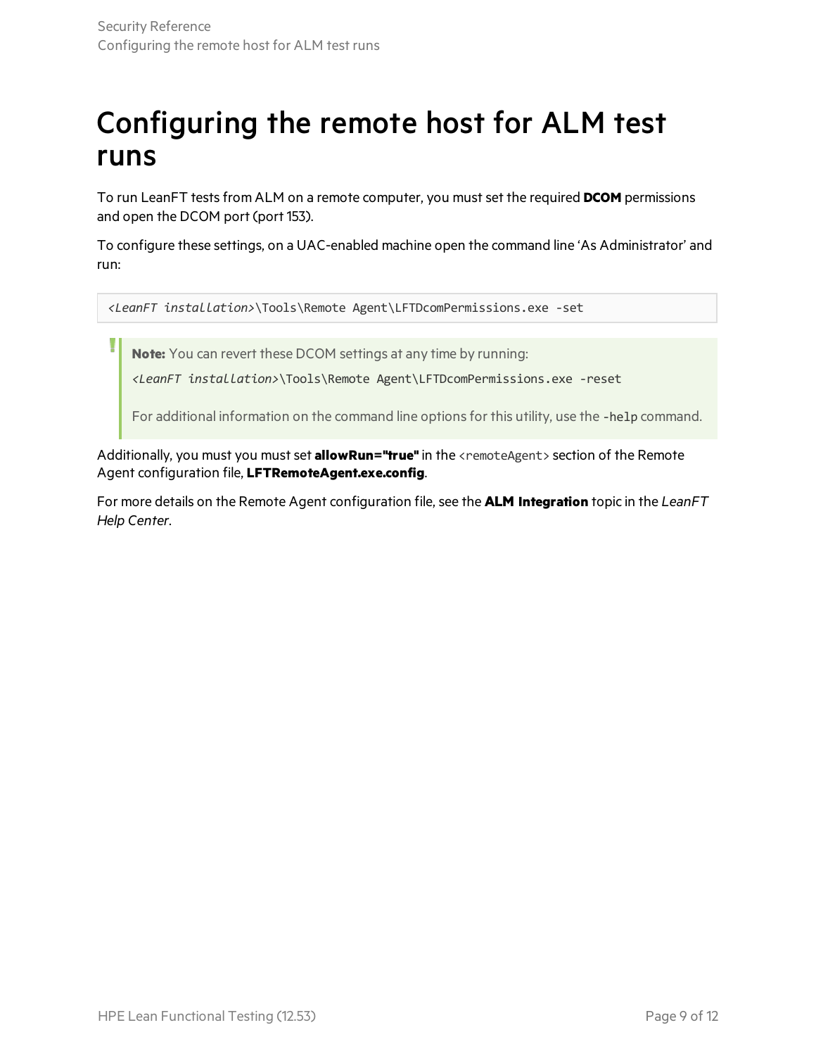# Configuring the remote host for ALM test runs

To run LeanFT tests from ALM on a remote computer, you must set the required **DCOM** permissions and open the DCOM port (port 153).

To configure these settings, on a UAC-enabled machine open the command line ‘As Administrator’ and run:

```
<LeanFT installation>\Tools\Remote Agent\LFTDcomPermissions.exe -set
```

> **Note:** You can revert these DCOM settings at any time by running:
>
> `<LeanFT installation>\Tools\Remote Agent\LFTDcomPermissions.exe -reset`
>
> For additional information on the command line options for this utility, use the `-help` command.

Additionally, you must you must set **allowRun="true"** in the `<remoteAgent>` section of the Remote Agent configuration file, **LFTRemoteAgent.exe.config**.

For more details on the Remote Agent configuration file, see the **ALM Integration** topic in the *LeanFT Help Center*.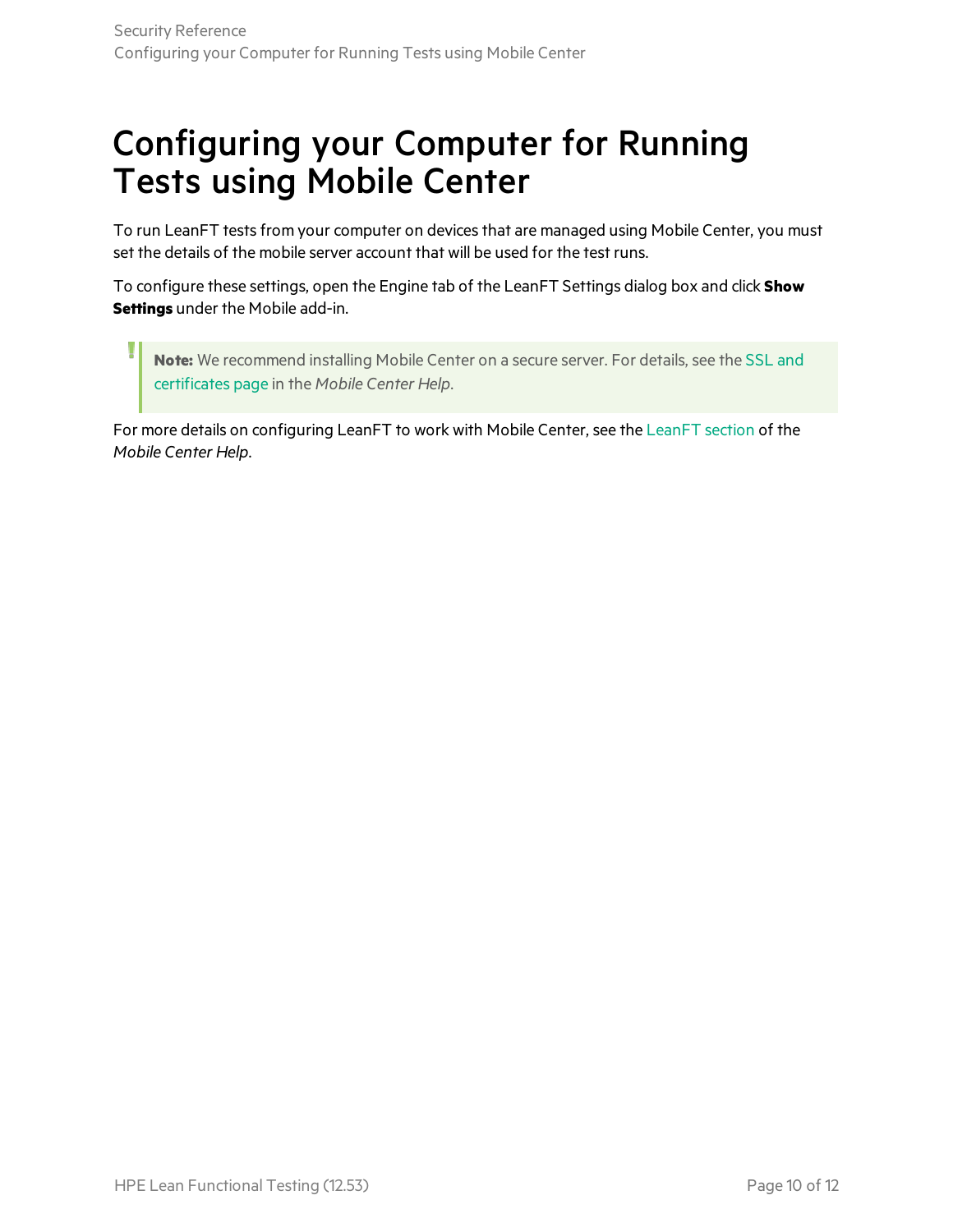# Configuring your Computer for Running Tests using Mobile Center

To run LeanFT tests from your computer on devices that are managed using Mobile Center, you must set the details of the mobile server account that will be used for the test runs.

To configure these settings, open the Engine tab of the LeanFT Settings dialog box and click **Show Settings** under the Mobile add-in.

> **Note:** We recommend installing Mobile Center on a secure server. For details, see the SSL and certificates page in the *Mobile Center Help*.

For more details on configuring LeanFT to work with Mobile Center, see the LeanFT section of the *Mobile Center Help*.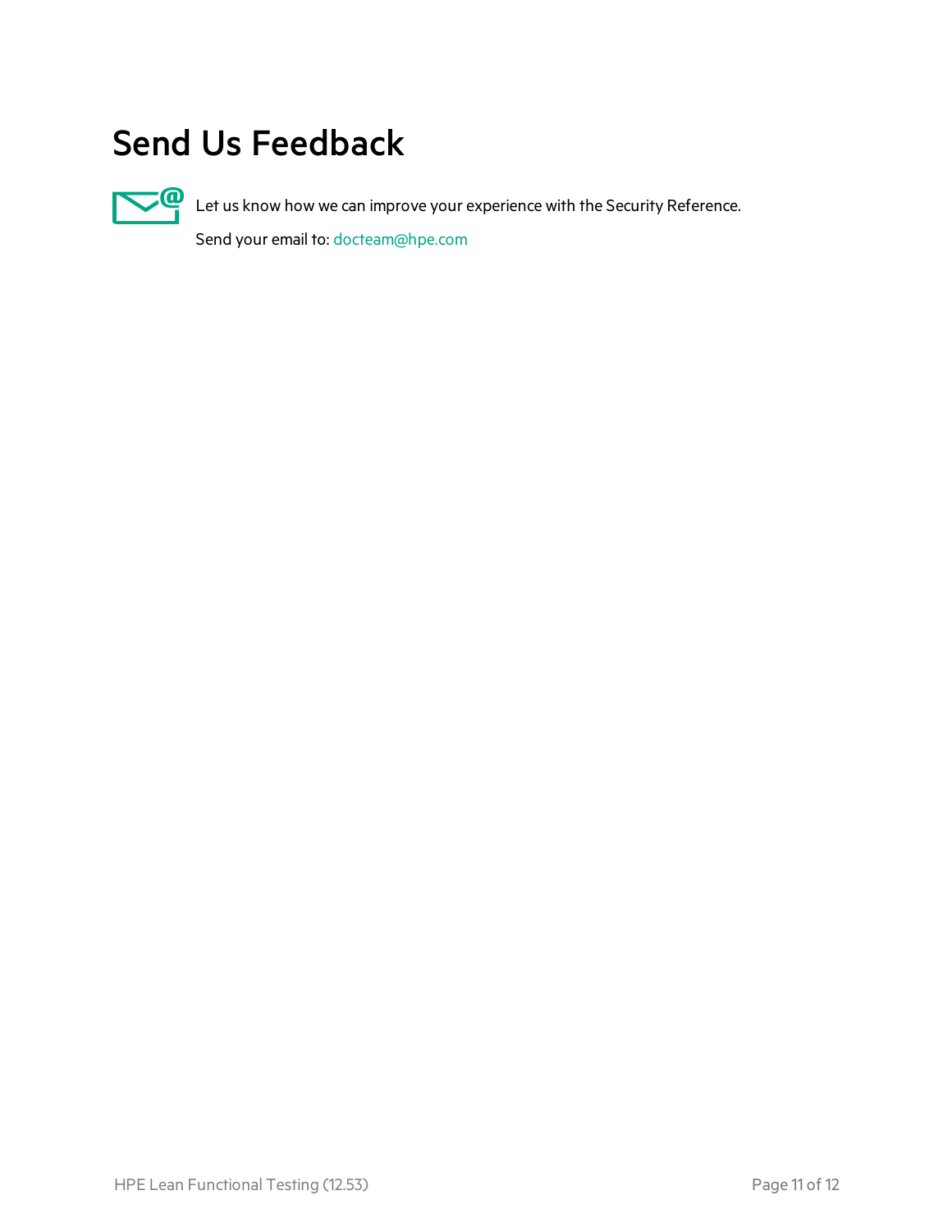# Send Us Feedback

Let us know how we can improve your experience with the Security Reference.

Send your email to: docteam@hpe.com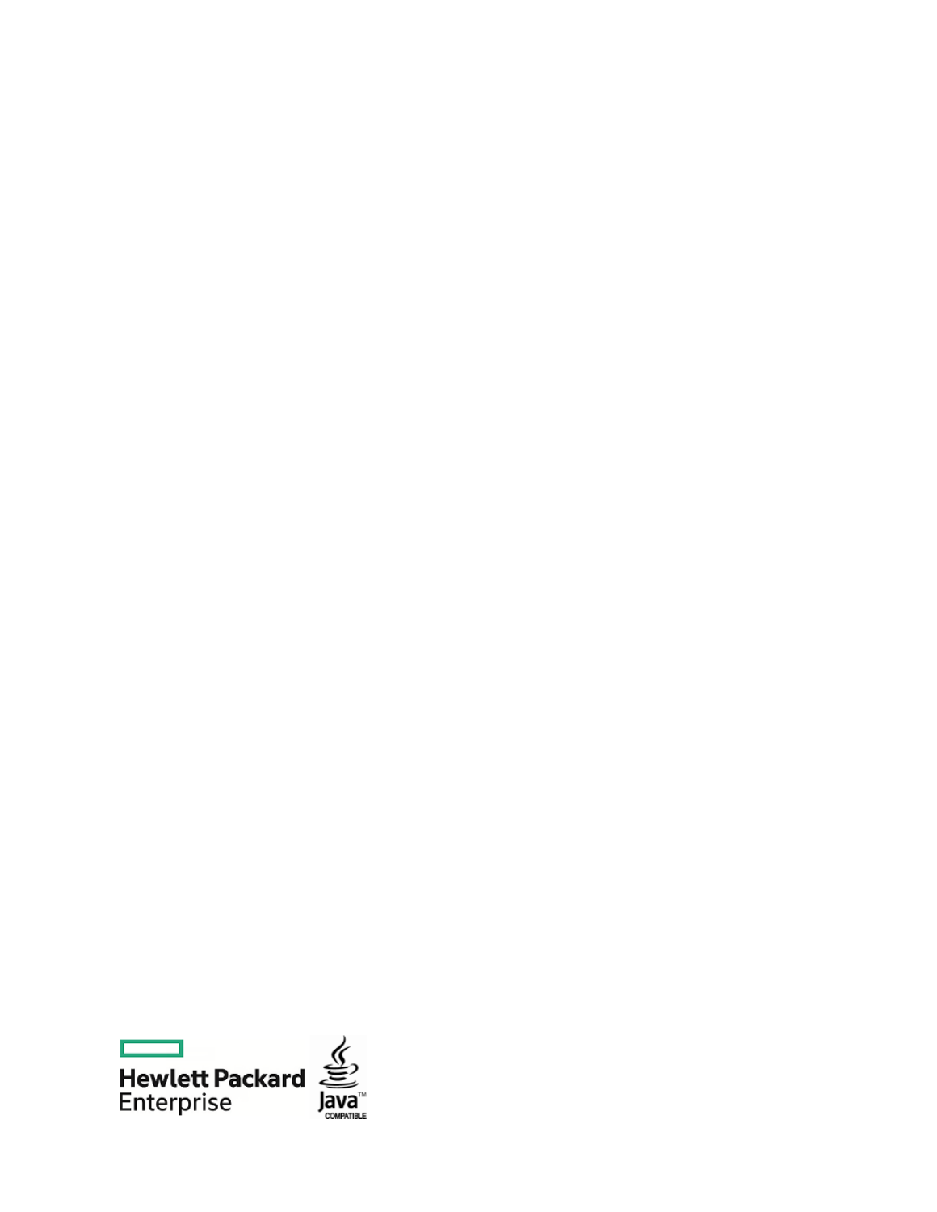Hewlett Packard Enterprise

Java™ COMPATIBLE